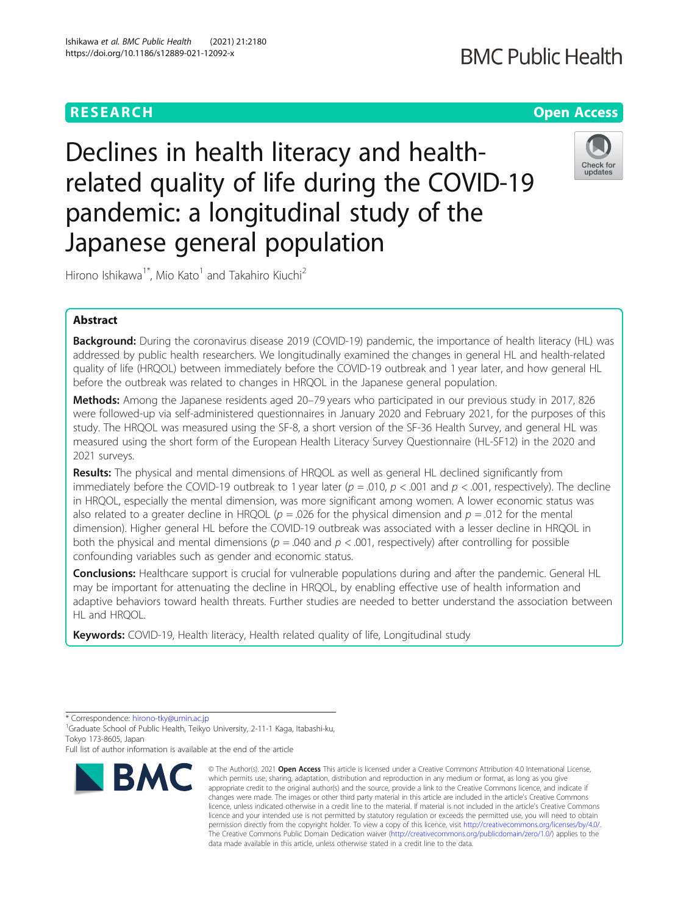RESEARCH

Open Access

# Declines in health literacy and health-related quality of life during the COVID-19 pandemic: a longitudinal study of the Japanese general population

Hirono Ishikawa[1*], Mio Kato[1] and Takahiro Kiuchi[2]

## Abstract

**Background:** During the coronavirus disease 2019 (COVID-19) pandemic, the importance of health literacy (HL) was addressed by public health researchers. We longitudinally examined the changes in general HL and health-related quality of life (HRQOL) between immediately before the COVID-19 outbreak and 1 year later, and how general HL before the outbreak was related to changes in HRQOL in the Japanese general population.

**Methods:** Among the Japanese residents aged 20–79 years who participated in our previous study in 2017, 826 were followed-up via self-administered questionnaires in January 2020 and February 2021, for the purposes of this study. The HRQOL was measured using the SF-8, a short version of the SF-36 Health Survey, and general HL was measured using the short form of the European Health Literacy Survey Questionnaire (HL-SF12) in the 2020 and 2021 surveys.

**Results:** The physical and mental dimensions of HRQOL as well as general HL declined significantly from immediately before the COVID-19 outbreak to 1 year later ($p = .010$, $p < .001$ and $p < .001$, respectively). The decline in HRQOL, especially the mental dimension, was more significant among women. A lower economic status was also related to a greater decline in HRQOL ($p = .026$ for the physical dimension and $p = .012$ for the mental dimension). Higher general HL before the COVID-19 outbreak was associated with a lesser decline in HRQOL in both the physical and mental dimensions ($p = .040$ and $p < .001$, respectively) after controlling for possible confounding variables such as gender and economic status.

**Conclusions:** Healthcare support is crucial for vulnerable populations during and after the pandemic. General HL may be important for attenuating the decline in HRQOL, by enabling effective use of health information and adaptive behaviors toward health threats. Further studies are needed to better understand the association between HL and HRQOL.

**Keywords:** COVID-19, Health literacy, Health related quality of life, Longitudinal study

\* Correspondence: hirono-tky@umin.ac.jp
[1]Graduate School of Public Health, Teikyo University, 2-11-1 Kaga, Itabashi-ku, Tokyo 173-8605, Japan
Full list of author information is available at the end of the article

© The Author(s). 2021 **Open Access** This article is licensed under a Creative Commons Attribution 4.0 International License, which permits use, sharing, adaptation, distribution and reproduction in any medium or format, as long as you give appropriate credit to the original author(s) and the source, provide a link to the Creative Commons licence, and indicate if changes were made. The images or other third party material in this article are included in the article's Creative Commons licence, unless indicated otherwise in a credit line to the material. If material is not included in the article's Creative Commons licence and your intended use is not permitted by statutory regulation or exceeds the permitted use, you will need to obtain permission directly from the copyright holder. To view a copy of this licence, visit http://creativecommons.org/licenses/by/4.0/. The Creative Commons Public Domain Dedication waiver (http://creativecommons.org/publicdomain/zero/1.0/) applies to the data made available in this article, unless otherwise stated in a credit line to the data.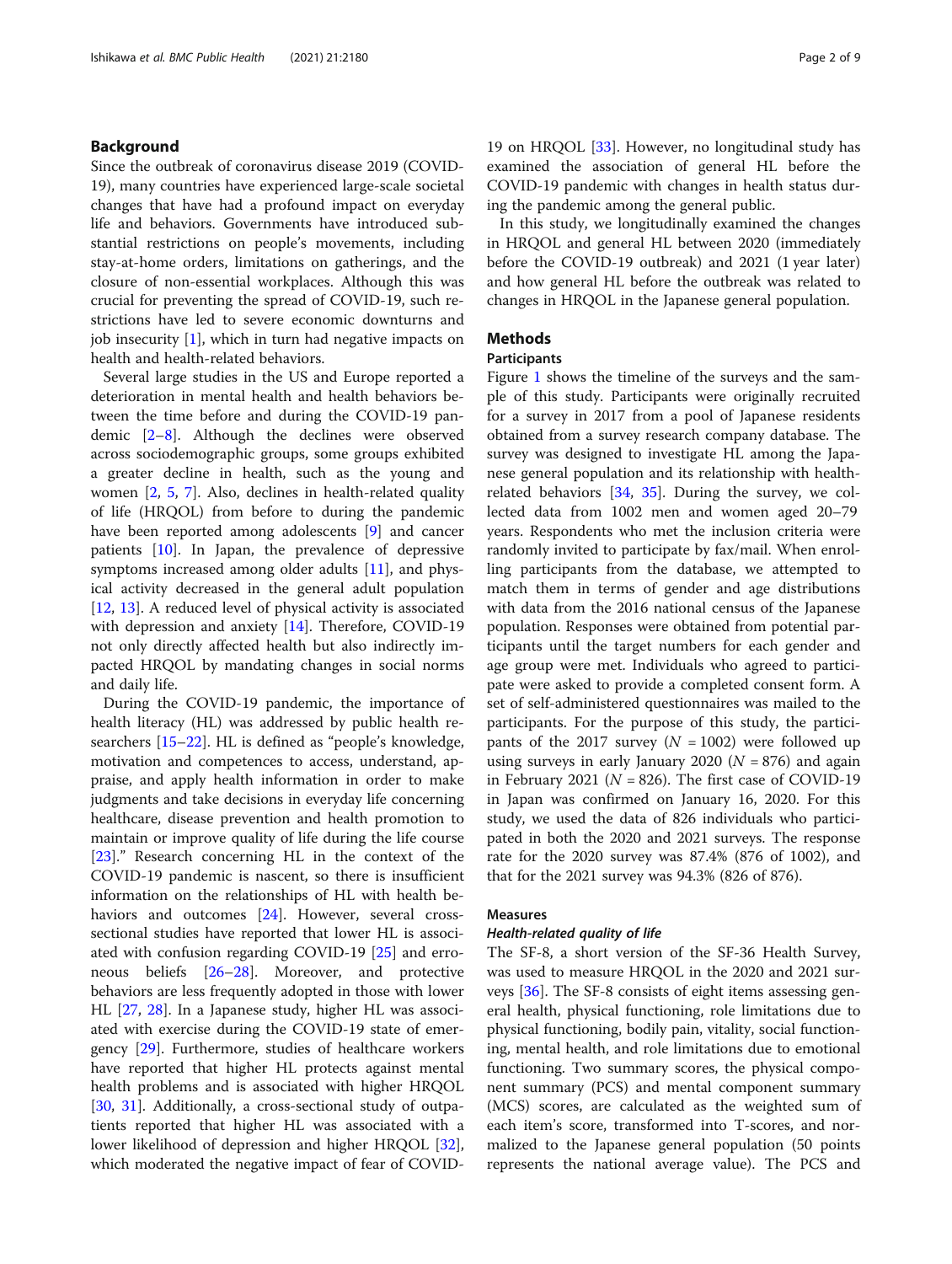## Background

Since the outbreak of coronavirus disease 2019 (COVID-19), many countries have experienced large-scale societal changes that have had a profound impact on everyday life and behaviors. Governments have introduced substantial restrictions on people's movements, including stay-at-home orders, limitations on gatherings, and the closure of non-essential workplaces. Although this was crucial for preventing the spread of COVID-19, such restrictions have led to severe economic downturns and job insecurity [1], which in turn had negative impacts on health and health-related behaviors.

Several large studies in the US and Europe reported a deterioration in mental health and health behaviors between the time before and during the COVID-19 pandemic [2–8]. Although the declines were observed across sociodemographic groups, some groups exhibited a greater decline in health, such as the young and women [2, 5, 7]. Also, declines in health-related quality of life (HRQOL) from before to during the pandemic have been reported among adolescents [9] and cancer patients [10]. In Japan, the prevalence of depressive symptoms increased among older adults [11], and physical activity decreased in the general adult population [12, 13]. A reduced level of physical activity is associated with depression and anxiety [14]. Therefore, COVID-19 not only directly affected health but also indirectly impacted HRQOL by mandating changes in social norms and daily life.

During the COVID-19 pandemic, the importance of health literacy (HL) was addressed by public health researchers [15–22]. HL is defined as "people's knowledge, motivation and competences to access, understand, appraise, and apply health information in order to make judgments and take decisions in everyday life concerning healthcare, disease prevention and health promotion to maintain or improve quality of life during the life course [23]." Research concerning HL in the context of the COVID-19 pandemic is nascent, so there is insufficient information on the relationships of HL with health behaviors and outcomes [24]. However, several cross-sectional studies have reported that lower HL is associated with confusion regarding COVID-19 [25] and erroneous beliefs [26–28]. Moreover, and protective behaviors are less frequently adopted in those with lower HL [27, 28]. In a Japanese study, higher HL was associated with exercise during the COVID-19 state of emergency [29]. Furthermore, studies of healthcare workers have reported that higher HL protects against mental health problems and is associated with higher HRQOL [30, 31]. Additionally, a cross-sectional study of outpatients reported that higher HL was associated with a lower likelihood of depression and higher HRQOL [32], which moderated the negative impact of fear of COVID-19 on HRQOL [33]. However, no longitudinal study has examined the association of general HL before the COVID-19 pandemic with changes in health status during the pandemic among the general public.

In this study, we longitudinally examined the changes in HRQOL and general HL between 2020 (immediately before the COVID-19 outbreak) and 2021 (1 year later) and how general HL before the outbreak was related to changes in HRQOL in the Japanese general population.

## Methods

### Participants

Figure 1 shows the timeline of the surveys and the sample of this study. Participants were originally recruited for a survey in 2017 from a pool of Japanese residents obtained from a survey research company database. The survey was designed to investigate HL among the Japanese general population and its relationship with health-related behaviors [34, 35]. During the survey, we collected data from 1002 men and women aged 20–79 years. Respondents who met the inclusion criteria were randomly invited to participate by fax/mail. When enrolling participants from the database, we attempted to match them in terms of gender and age distributions with data from the 2016 national census of the Japanese population. Responses were obtained from potential participants until the target numbers for each gender and age group were met. Individuals who agreed to participate were asked to provide a completed consent form. A set of self-administered questionnaires was mailed to the participants. For the purpose of this study, the participants of the 2017 survey ($N = 1002$) were followed up using surveys in early January 2020 ($N = 876$) and again in February 2021 ($N = 826$). The first case of COVID-19 in Japan was confirmed on January 16, 2020. For this study, we used the data of 826 individuals who participated in both the 2020 and 2021 surveys. The response rate for the 2020 survey was 87.4% (876 of 1002), and that for the 2021 survey was 94.3% (826 of 876).

### Measures

#### *Health-related quality of life*

The SF-8, a short version of the SF-36 Health Survey, was used to measure HRQOL in the 2020 and 2021 surveys [36]. The SF-8 consists of eight items assessing general health, physical functioning, role limitations due to physical functioning, bodily pain, vitality, social functioning, mental health, and role limitations due to emotional functioning. Two summary scores, the physical component summary (PCS) and mental component summary (MCS) scores, are calculated as the weighted sum of each item's score, transformed into T-scores, and normalized to the Japanese general population (50 points represents the national average value). The PCS and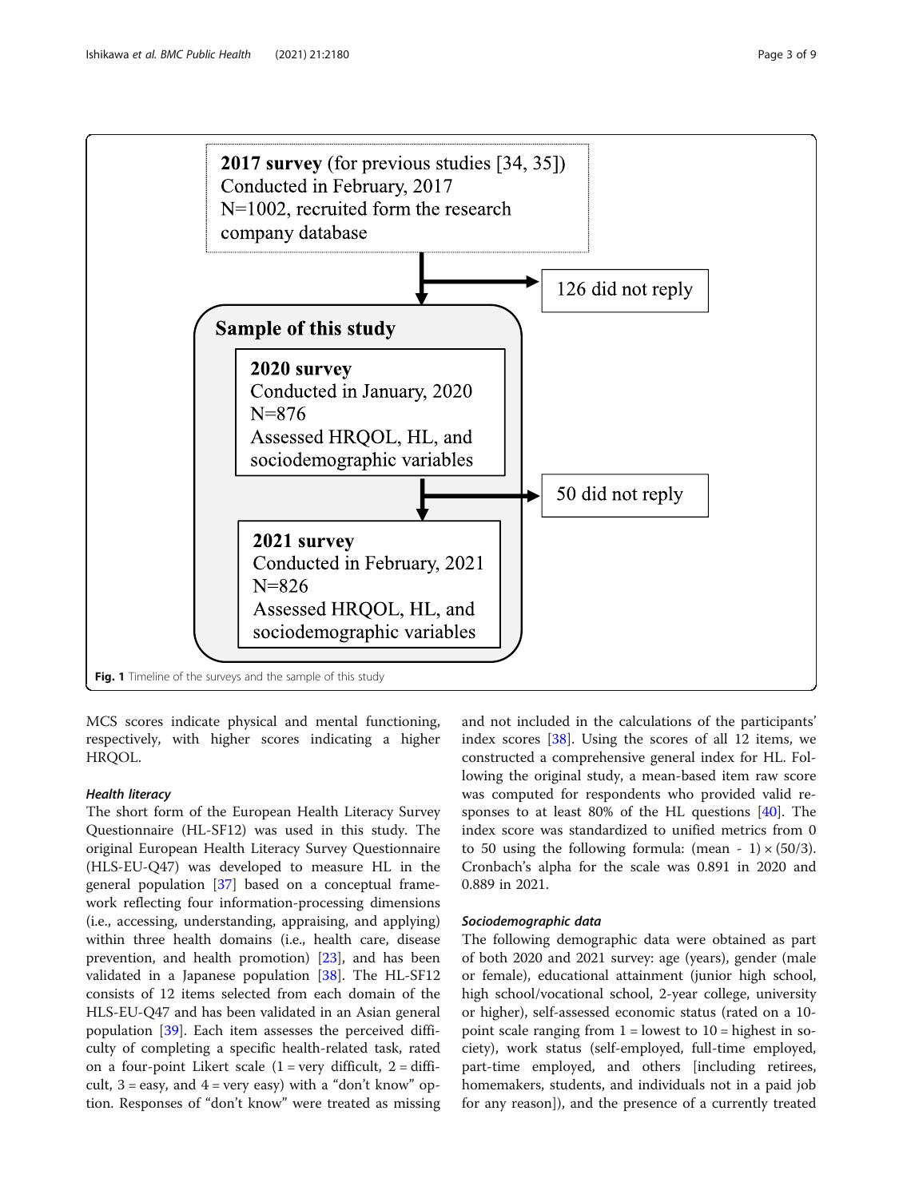2017 survey (for previous studies [34, 35])
Conducted in February, 2017
N=1002, recruited form the research company database

126 did not reply

Sample of this study

2020 survey
Conducted in January, 2020
N=876
Assessed HRQOL, HL, and sociodemographic variables

50 did not reply

2021 survey
Conducted in February, 2021
N=826
Assessed HRQOL, HL, and sociodemographic variables

**Fig. 1** Timeline of the surveys and the sample of this study

MCS scores indicate physical and mental functioning, respectively, with higher scores indicating a higher HRQOL.

### *Health literacy*

The short form of the European Health Literacy Survey Questionnaire (HL-SF12) was used in this study. The original European Health Literacy Survey Questionnaire (HLS-EU-Q47) was developed to measure HL in the general population [37] based on a conceptual framework reflecting four information-processing dimensions (i.e., accessing, understanding, appraising, and applying) within three health domains (i.e., health care, disease prevention, and health promotion) [23], and has been validated in a Japanese population [38]. The HL-SF12 consists of 12 items selected from each domain of the HLS-EU-Q47 and has been validated in an Asian general population [39]. Each item assesses the perceived difficulty of completing a specific health-related task, rated on a four-point Likert scale (1 = very difficult, 2 = difficult, 3 = easy, and 4 = very easy) with a "don't know" option. Responses of "don't know" were treated as missing and not included in the calculations of the participants' index scores [38]. Using the scores of all 12 items, we constructed a comprehensive general index for HL. Following the original study, a mean-based item raw score was computed for respondents who provided valid responses to at least 80% of the HL questions [40]. The index score was standardized to unified metrics from 0 to 50 using the following formula: $(\text{mean} - 1) \times (50/3)$. Cronbach's alpha for the scale was 0.891 in 2020 and 0.889 in 2021.

### *Sociodemographic data*

The following demographic data were obtained as part of both 2020 and 2021 survey: age (years), gender (male or female), educational attainment (junior high school, high school/vocational school, 2-year college, university or higher), self-assessed economic status (rated on a 10-point scale ranging from 1 = lowest to 10 = highest in society), work status (self-employed, full-time employed, part-time employed, and others [including retirees, homemakers, students, and individuals not in a paid job for any reason]), and the presence of a currently treated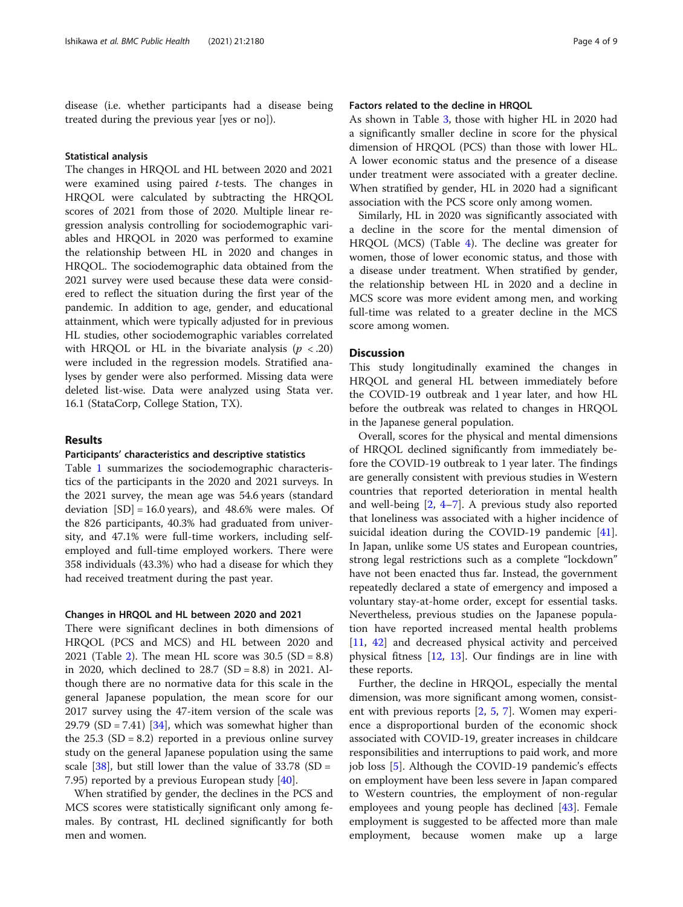disease (i.e. whether participants had a disease being treated during the previous year [yes or no]).

### Statistical analysis

The changes in HRQOL and HL between 2020 and 2021 were examined using paired *t*-tests. The changes in HRQOL were calculated by subtracting the HRQOL scores of 2021 from those of 2020. Multiple linear regression analysis controlling for sociodemographic variables and HRQOL in 2020 was performed to examine the relationship between HL in 2020 and changes in HRQOL. The sociodemographic data obtained from the 2021 survey were used because these data were considered to reflect the situation during the first year of the pandemic. In addition to age, gender, and educational attainment, which were typically adjusted for in previous HL studies, other sociodemographic variables correlated with HRQOL or HL in the bivariate analysis ($p < .20$) were included in the regression models. Stratified analyses by gender were also performed. Missing data were deleted list-wise. Data were analyzed using Stata ver. 16.1 (StataCorp, College Station, TX).

## Results

### Participants' characteristics and descriptive statistics

Table 1 summarizes the sociodemographic characteristics of the participants in the 2020 and 2021 surveys. In the 2021 survey, the mean age was 54.6 years (standard deviation [SD] = 16.0 years), and 48.6% were males. Of the 826 participants, 40.3% had graduated from university, and 47.1% were full-time workers, including self-employed and full-time employed workers. There were 358 individuals (43.3%) who had a disease for which they had received treatment during the past year.

### Changes in HRQOL and HL between 2020 and 2021

There were significant declines in both dimensions of HRQOL (PCS and MCS) and HL between 2020 and 2021 (Table 2). The mean HL score was 30.5 (SD = 8.8) in 2020, which declined to 28.7 (SD = 8.8) in 2021. Although there are no normative data for this scale in the general Japanese population, the mean score for our 2017 survey using the 47-item version of the scale was 29.79 (SD = 7.41) [34], which was somewhat higher than the 25.3 (SD = 8.2) reported in a previous online survey study on the general Japanese population using the same scale [38], but still lower than the value of 33.78 (SD = 7.95) reported by a previous European study [40].

When stratified by gender, the declines in the PCS and MCS scores were statistically significant only among females. By contrast, HL declined significantly for both men and women.

### Factors related to the decline in HRQOL

As shown in Table 3, those with higher HL in 2020 had a significantly smaller decline in score for the physical dimension of HRQOL (PCS) than those with lower HL. A lower economic status and the presence of a disease under treatment were associated with a greater decline. When stratified by gender, HL in 2020 had a significant association with the PCS score only among women.

Similarly, HL in 2020 was significantly associated with a decline in the score for the mental dimension of HRQOL (MCS) (Table 4). The decline was greater for women, those of lower economic status, and those with a disease under treatment. When stratified by gender, the relationship between HL in 2020 and a decline in MCS score was more evident among men, and working full-time was related to a greater decline in the MCS score among women.

## Discussion

This study longitudinally examined the changes in HRQOL and general HL between immediately before the COVID-19 outbreak and 1 year later, and how HL before the outbreak was related to changes in HRQOL in the Japanese general population.

Overall, scores for the physical and mental dimensions of HRQOL declined significantly from immediately before the COVID-19 outbreak to 1 year later. The findings are generally consistent with previous studies in Western countries that reported deterioration in mental health and well-being [2, 4–7]. A previous study also reported that loneliness was associated with a higher incidence of suicidal ideation during the COVID-19 pandemic [41]. In Japan, unlike some US states and European countries, strong legal restrictions such as a complete "lockdown" have not been enacted thus far. Instead, the government repeatedly declared a state of emergency and imposed a voluntary stay-at-home order, except for essential tasks. Nevertheless, previous studies on the Japanese population have reported increased mental health problems [11, 42] and decreased physical activity and perceived physical fitness [12, 13]. Our findings are in line with these reports.

Further, the decline in HRQOL, especially the mental dimension, was more significant among women, consistent with previous reports [2, 5, 7]. Women may experience a disproportional burden of the economic shock associated with COVID-19, greater increases in childcare responsibilities and interruptions to paid work, and more job loss [5]. Although the COVID-19 pandemic's effects on employment have been less severe in Japan compared to Western countries, the employment of non-regular employees and young people has declined [43]. Female employment is suggested to be affected more than male employment, because women make up a large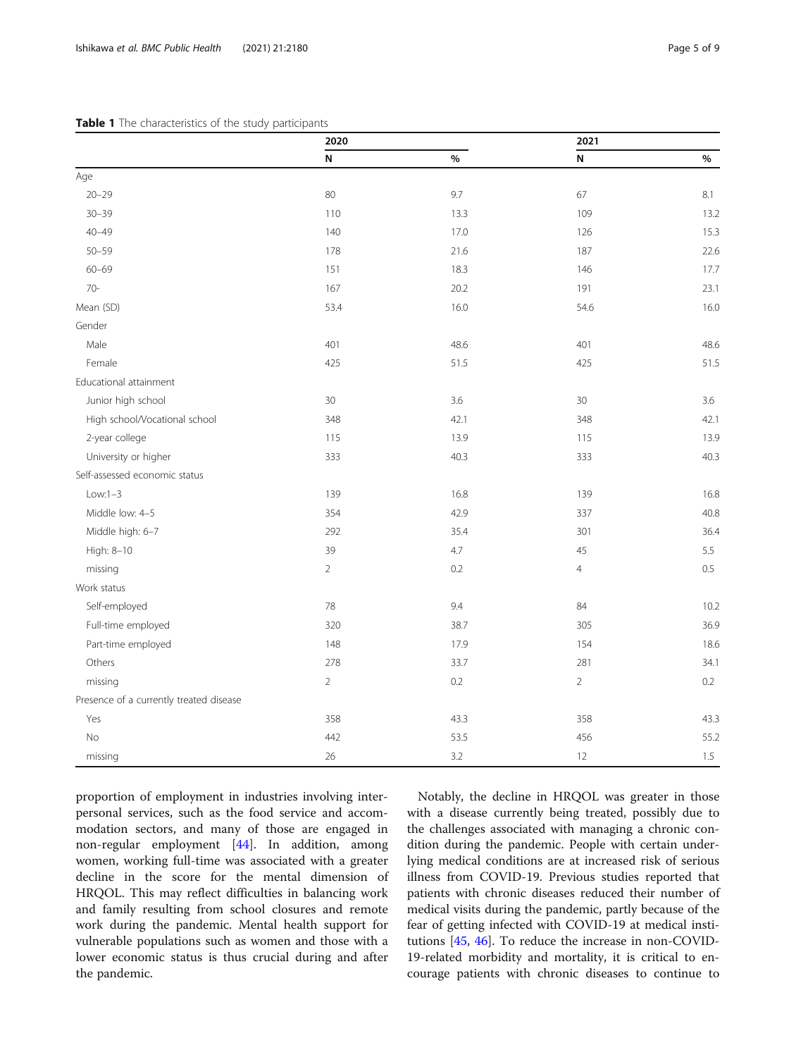**Table 1** The characteristics of the study participants

| | 2020 | | 2021 | |
|---|---|---|---|---|
| | N | % | N | % |
| Age | | | | |
| 20–29 | 80 | 9.7 | 67 | 8.1 |
| 30–39 | 110 | 13.3 | 109 | 13.2 |
| 40–49 | 140 | 17.0 | 126 | 15.3 |
| 50–59 | 178 | 21.6 | 187 | 22.6 |
| 60–69 | 151 | 18.3 | 146 | 17.7 |
| 70- | 167 | 20.2 | 191 | 23.1 |
| Mean (SD) | 53.4 | 16.0 | 54.6 | 16.0 |
| Gender | | | | |
| Male | 401 | 48.6 | 401 | 48.6 |
| Female | 425 | 51.5 | 425 | 51.5 |
| Educational attainment | | | | |
| Junior high school | 30 | 3.6 | 30 | 3.6 |
| High school/Vocational school | 348 | 42.1 | 348 | 42.1 |
| 2-year college | 115 | 13.9 | 115 | 13.9 |
| University or higher | 333 | 40.3 | 333 | 40.3 |
| Self-assessed economic status | | | | |
| Low:1–3 | 139 | 16.8 | 139 | 16.8 |
| Middle low: 4–5 | 354 | 42.9 | 337 | 40.8 |
| Middle high: 6–7 | 292 | 35.4 | 301 | 36.4 |
| High: 8–10 | 39 | 4.7 | 45 | 5.5 |
| missing | 2 | 0.2 | 4 | 0.5 |
| Work status | | | | |
| Self-employed | 78 | 9.4 | 84 | 10.2 |
| Full-time employed | 320 | 38.7 | 305 | 36.9 |
| Part-time employed | 148 | 17.9 | 154 | 18.6 |
| Others | 278 | 33.7 | 281 | 34.1 |
| missing | 2 | 0.2 | 2 | 0.2 |
| Presence of a currently treated disease | | | | |
| Yes | 358 | 43.3 | 358 | 43.3 |
| No | 442 | 53.5 | 456 | 55.2 |
| missing | 26 | 3.2 | 12 | 1.5 |

proportion of employment in industries involving interpersonal services, such as the food service and accommodation sectors, and many of those are engaged in non-regular employment [44]. In addition, among women, working full-time was associated with a greater decline in the score for the mental dimension of HRQOL. This may reflect difficulties in balancing work and family resulting from school closures and remote work during the pandemic. Mental health support for vulnerable populations such as women and those with a lower economic status is thus crucial during and after the pandemic.

Notably, the decline in HRQOL was greater in those with a disease currently being treated, possibly due to the challenges associated with managing a chronic condition during the pandemic. People with certain underlying medical conditions are at increased risk of serious illness from COVID-19. Previous studies reported that patients with chronic diseases reduced their number of medical visits during the pandemic, partly because of the fear of getting infected with COVID-19 at medical institutions [45, 46]. To reduce the increase in non-COVID-19-related morbidity and mortality, it is critical to encourage patients with chronic diseases to continue to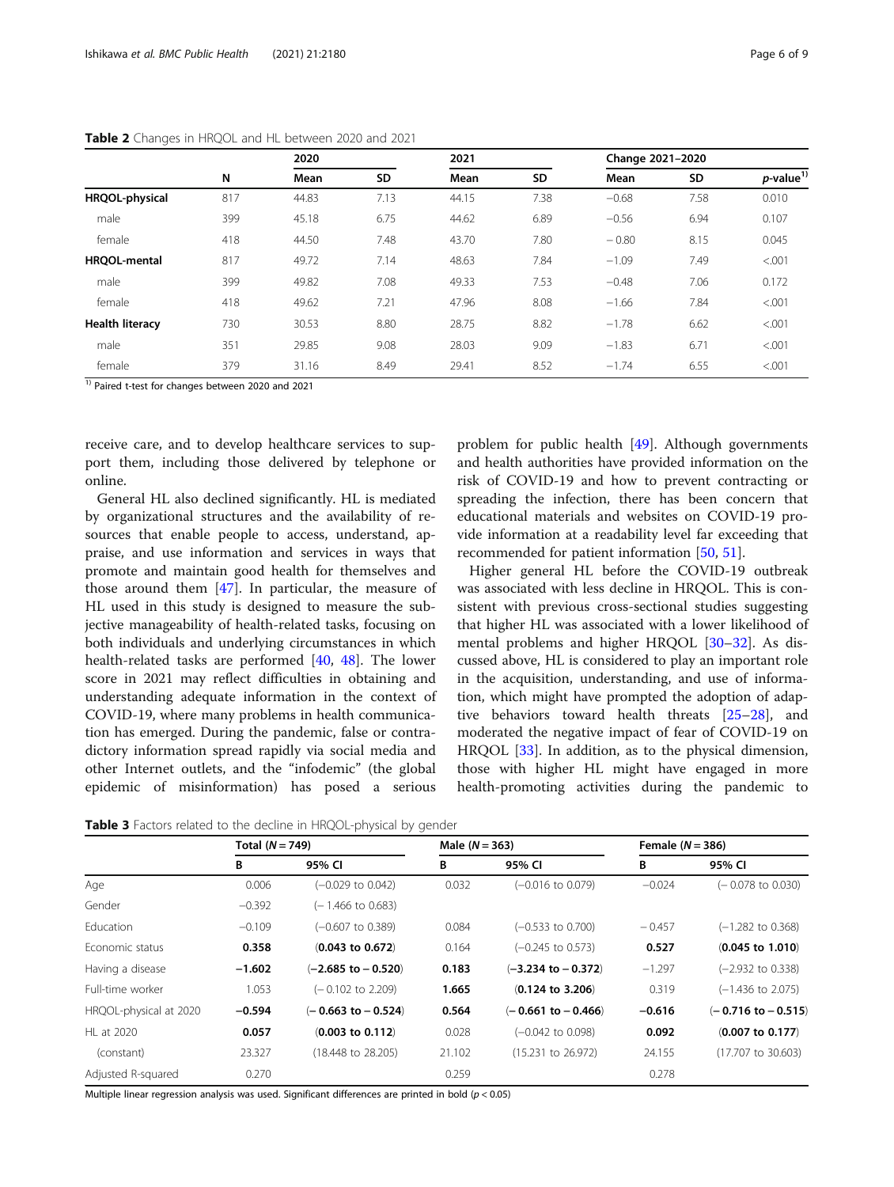**Table 2** Changes in HRQOL and HL between 2020 and 2021

| | | 2020 | | 2021 | | Change 2021–2020 | | |
|---|---|---|---|---|---|---|---|---|
| | N | Mean | SD | Mean | SD | Mean | SD | *p*-value[1)] |
| **HRQOL-physical** | 817 | 44.83 | 7.13 | 44.15 | 7.38 | −0.68 | 7.58 | 0.010 |
| male | 399 | 45.18 | 6.75 | 44.62 | 6.89 | −0.56 | 6.94 | 0.107 |
| female | 418 | 44.50 | 7.48 | 43.70 | 7.80 | − 0.80 | 8.15 | 0.045 |
| **HRQOL-mental** | 817 | 49.72 | 7.14 | 48.63 | 7.84 | −1.09 | 7.49 | <.001 |
| male | 399 | 49.82 | 7.08 | 49.33 | 7.53 | −0.48 | 7.06 | 0.172 |
| female | 418 | 49.62 | 7.21 | 47.96 | 8.08 | −1.66 | 7.84 | <.001 |
| **Health literacy** | 730 | 30.53 | 8.80 | 28.75 | 8.82 | −1.78 | 6.62 | <.001 |
| male | 351 | 29.85 | 9.08 | 28.03 | 9.09 | −1.83 | 6.71 | <.001 |
| female | 379 | 31.16 | 8.49 | 29.41 | 8.52 | −1.74 | 6.55 | <.001 |

[1)] Paired t-test for changes between 2020 and 2021

receive care, and to develop healthcare services to support them, including those delivered by telephone or online.

General HL also declined significantly. HL is mediated by organizational structures and the availability of resources that enable people to access, understand, appraise, and use information and services in ways that promote and maintain good health for themselves and those around them [47]. In particular, the measure of HL used in this study is designed to measure the subjective manageability of health-related tasks, focusing on both individuals and underlying circumstances in which health-related tasks are performed [40, 48]. The lower score in 2021 may reflect difficulties in obtaining and understanding adequate information in the context of COVID-19, where many problems in health communication has emerged. During the pandemic, false or contradictory information spread rapidly via social media and other Internet outlets, and the "infodemic" (the global epidemic of misinformation) has posed a serious problem for public health [49]. Although governments and health authorities have provided information on the risk of COVID-19 and how to prevent contracting or spreading the infection, there has been concern that educational materials and websites on COVID-19 provide information at a readability level far exceeding that recommended for patient information [50, 51].

Higher general HL before the COVID-19 outbreak was associated with less decline in HRQOL. This is consistent with previous cross-sectional studies suggesting that higher HL was associated with a lower likelihood of mental problems and higher HRQOL [30–32]. As discussed above, HL is considered to play an important role in the acquisition, understanding, and use of information, which might have prompted the adoption of adaptive behaviors toward health threats [25–28], and moderated the negative impact of fear of COVID-19 on HRQOL [33]. In addition, as to the physical dimension, those with higher HL might have engaged in more health-promoting activities during the pandemic to

**Table 3** Factors related to the decline in HRQOL-physical by gender

| | Total (*N* = 749) | | Male (*N* = 363) | | Female (*N* = 386) | |
|---|---|---|---|---|---|---|
| | B | 95% CI | B | 95% CI | B | 95% CI |
| Age | 0.006 | (−0.029 to 0.042) | 0.032 | (−0.016 to 0.079) | −0.024 | (− 0.078 to 0.030) |
| Gender | −0.392 | (− 1.466 to 0.683) | | | | |
| Education | −0.109 | (−0.607 to 0.389) | 0.084 | (−0.533 to 0.700) | − 0.457 | (−1.282 to 0.368) |
| Economic status | **0.358** | **(0.043 to 0.672)** | 0.164 | (−0.245 to 0.573) | **0.527** | **(0.045 to 1.010)** |
| Having a disease | **−1.602** | **(−2.685 to − 0.520)** | **0.183** | **(−3.234 to − 0.372)** | −1.297 | (−2.932 to 0.338) |
| Full-time worker | 1.053 | (− 0.102 to 2.209) | **1.665** | **(0.124 to 3.206)** | 0.319 | (−1.436 to 2.075) |
| HRQOL-physical at 2020 | **−0.594** | **(− 0.663 to − 0.524)** | **0.564** | **(− 0.661 to − 0.466)** | **−0.616** | **(− 0.716 to − 0.515)** |
| HL at 2020 | **0.057** | **(0.003 to 0.112)** | 0.028 | (−0.042 to 0.098) | **0.092** | **(0.007 to 0.177)** |
| (constant) | 23.327 | (18.448 to 28.205) | 21.102 | (15.231 to 26.972) | 24.155 | (17.707 to 30.603) |
| Adjusted R-squared | 0.270 | | 0.259 | | 0.278 | |

Multiple linear regression analysis was used. Significant differences are printed in bold ($p < 0.05$)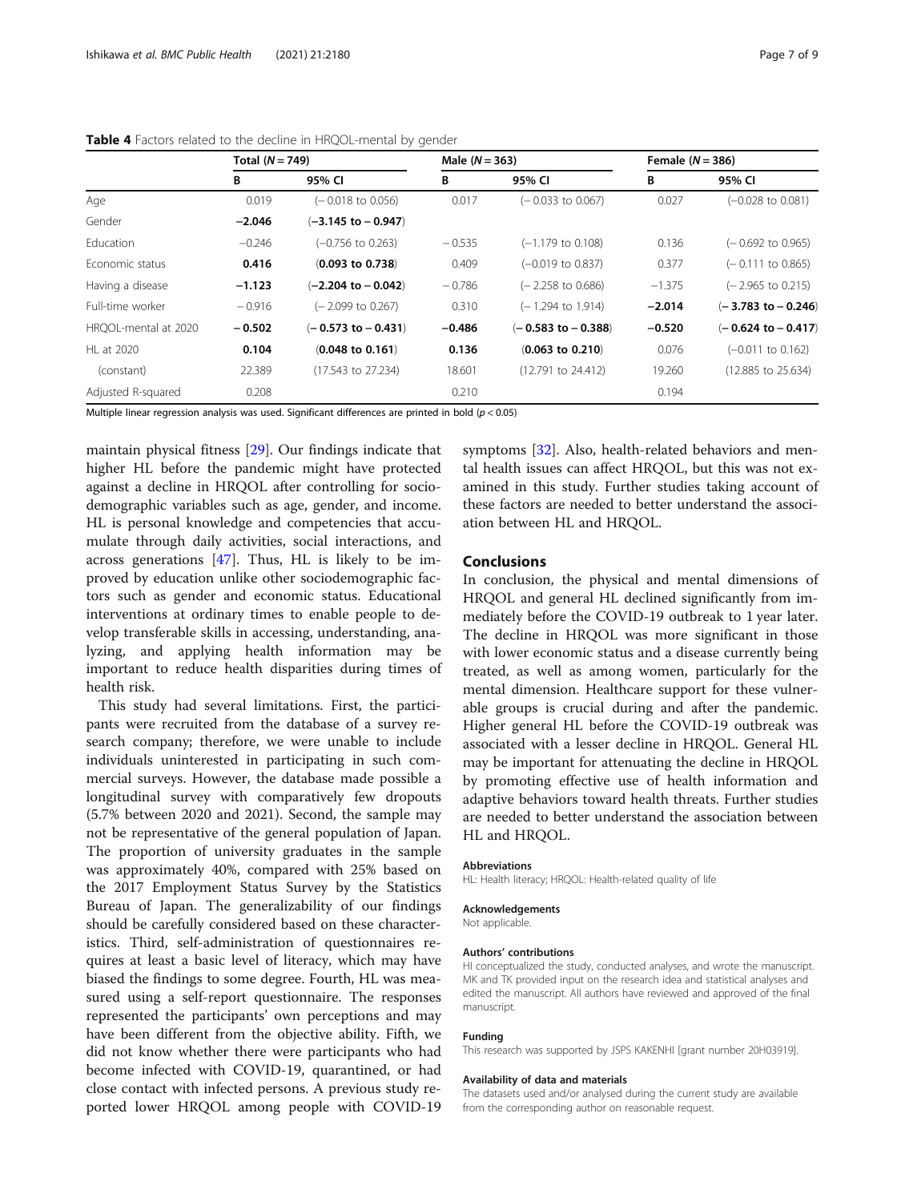**Table 4** Factors related to the decline in HRQOL-mental by gender

| | Total (N = 749) | | Male (N = 363) | | Female (N = 386) | |
|---|---|---|---|---|---|---|
| | B | 95% CI | B | 95% CI | B | 95% CI |
| Age | 0.019 | (− 0.018 to 0.056) | 0.017 | (− 0.033 to 0.067) | 0.027 | (−0.028 to 0.081) |
| Gender | **−2.046** | **(−3.145 to − 0.947)** | | | | |
| Education | −0.246 | (−0.756 to 0.263) | − 0.535 | (−1.179 to 0.108) | 0.136 | (− 0.692 to 0.965) |
| Economic status | **0.416** | **(0.093 to 0.738)** | 0.409 | (−0.019 to 0.837) | 0.377 | (− 0.111 to 0.865) |
| Having a disease | **−1.123** | **(−2.204 to − 0.042)** | − 0.786 | (− 2.258 to 0.686) | −1.375 | (− 2.965 to 0.215) |
| Full-time worker | − 0.916 | (− 2.099 to 0.267) | 0.310 | (− 1.294 to 1.914) | **−2.014** | **(− 3.783 to − 0.246)** |
| HRQOL-mental at 2020 | **− 0.502** | **(− 0.573 to − 0.431)** | **−0.486** | **(− 0.583 to − 0.388)** | **−0.520** | **(− 0.624 to − 0.417)** |
| HL at 2020 | **0.104** | **(0.048 to 0.161)** | **0.136** | **(0.063 to 0.210)** | 0.076 | (−0.011 to 0.162) |
| (constant) | 22.389 | (17.543 to 27.234) | 18.601 | (12.791 to 24.412) | 19.260 | (12.885 to 25.634) |
| Adjusted R-squared | 0.208 | | 0.210 | | 0.194 | |

Multiple linear regression analysis was used. Significant differences are printed in bold ($p < 0.05$)

maintain physical fitness [29]. Our findings indicate that higher HL before the pandemic might have protected against a decline in HRQOL after controlling for sociodemographic variables such as age, gender, and income. HL is personal knowledge and competencies that accumulate through daily activities, social interactions, and across generations [47]. Thus, HL is likely to be improved by education unlike other sociodemographic factors such as gender and economic status. Educational interventions at ordinary times to enable people to develop transferable skills in accessing, understanding, analyzing, and applying health information may be important to reduce health disparities during times of health risk.

This study had several limitations. First, the participants were recruited from the database of a survey research company; therefore, we were unable to include individuals uninterested in participating in such commercial surveys. However, the database made possible a longitudinal survey with comparatively few dropouts (5.7% between 2020 and 2021). Second, the sample may not be representative of the general population of Japan. The proportion of university graduates in the sample was approximately 40%, compared with 25% based on the 2017 Employment Status Survey by the Statistics Bureau of Japan. The generalizability of our findings should be carefully considered based on these characteristics. Third, self-administration of questionnaires requires at least a basic level of literacy, which may have biased the findings to some degree. Fourth, HL was measured using a self-report questionnaire. The responses represented the participants' own perceptions and may have been different from the objective ability. Fifth, we did not know whether there were participants who had become infected with COVID-19, quarantined, or had close contact with infected persons. A previous study reported lower HRQOL among people with COVID-19 symptoms [32]. Also, health-related behaviors and mental health issues can affect HRQOL, but this was not examined in this study. Further studies taking account of these factors are needed to better understand the association between HL and HRQOL.

## Conclusions

In conclusion, the physical and mental dimensions of HRQOL and general HL declined significantly from immediately before the COVID-19 outbreak to 1 year later. The decline in HRQOL was more significant in those with lower economic status and a disease currently being treated, as well as among women, particularly for the mental dimension. Healthcare support for these vulnerable groups is crucial during and after the pandemic. Higher general HL before the COVID-19 outbreak was associated with a lesser decline in HRQOL. General HL may be important for attenuating the decline in HRQOL by promoting effective use of health information and adaptive behaviors toward health threats. Further studies are needed to better understand the association between HL and HRQOL.

#### Abbreviations

HL: Health literacy; HRQOL: Health-related quality of life

#### Acknowledgements

Not applicable.

#### Authors' contributions

HI conceptualized the study, conducted analyses, and wrote the manuscript. MK and TK provided input on the research idea and statistical analyses and edited the manuscript. All authors have reviewed and approved of the final manuscript.

#### Funding

This research was supported by JSPS KAKENHI [grant number 20H03919].

#### Availability of data and materials

The datasets used and/or analysed during the current study are available from the corresponding author on reasonable request.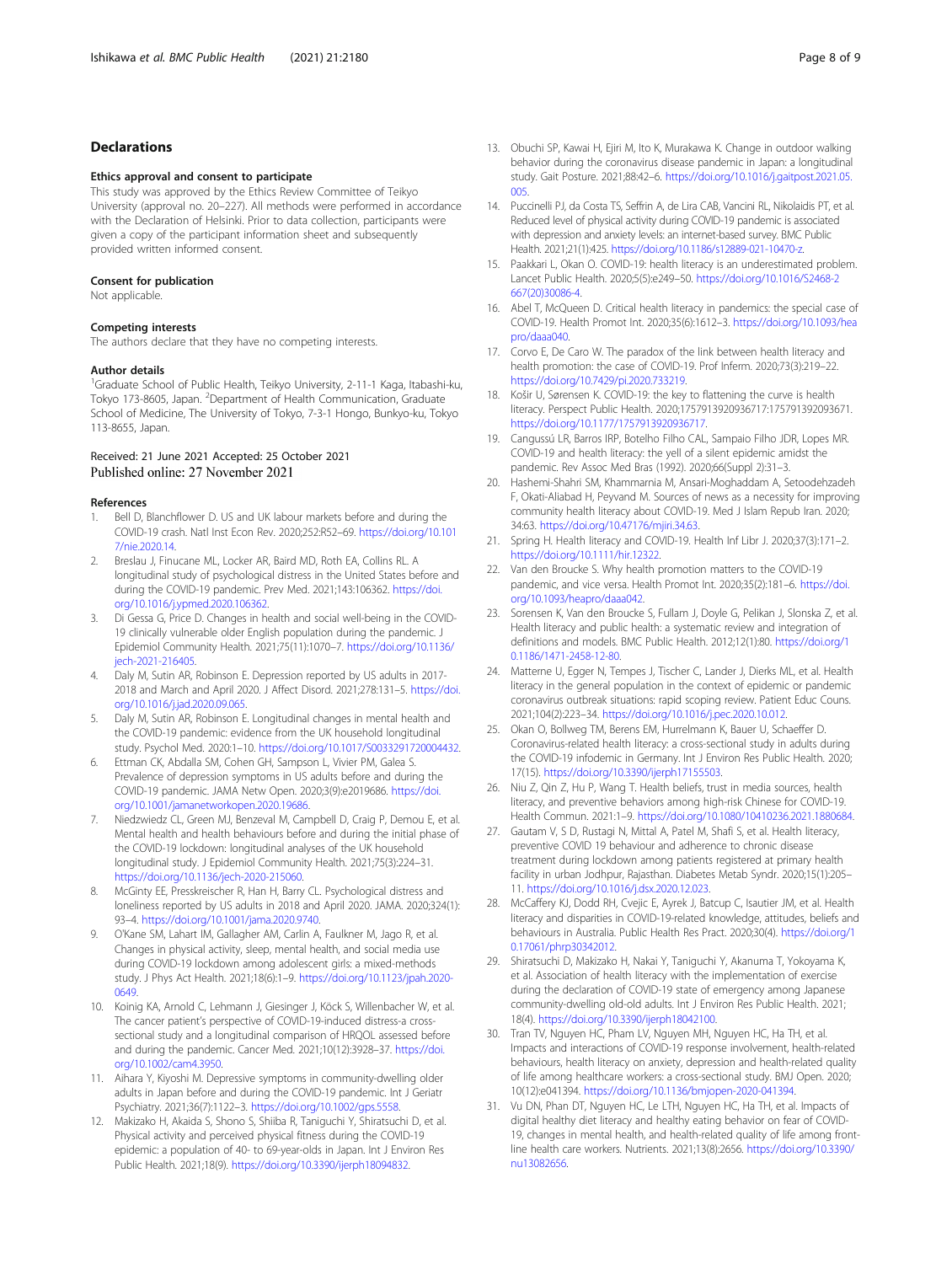## Declarations

### Ethics approval and consent to participate

This study was approved by the Ethics Review Committee of Teikyo University (approval no. 20–227). All methods were performed in accordance with the Declaration of Helsinki. Prior to data collection, participants were given a copy of the participant information sheet and subsequently provided written informed consent.

### Consent for publication

Not applicable.

### Competing interests

The authors declare that they have no competing interests.

### Author details

[1]Graduate School of Public Health, Teikyo University, 2-11-1 Kaga, Itabashi-ku, Tokyo 173-8605, Japan. [2]Department of Health Communication, Graduate School of Medicine, The University of Tokyo, 7-3-1 Hongo, Bunkyo-ku, Tokyo 113-8655, Japan.

Received: 21 June 2021 Accepted: 25 October 2021
Published online: 27 November 2021

### References

1. Bell D, Blanchflower D. US and UK labour markets before and during the COVID-19 crash. Natl Inst Econ Rev. 2020;252:R52–69. https://doi.org/10.1017/nie.2020.14.
2. Breslau J, Finucane ML, Locker AR, Baird MD, Roth EA, Collins RL. A longitudinal study of psychological distress in the United States before and during the COVID-19 pandemic. Prev Med. 2021;143:106362. https://doi.org/10.1016/j.ypmed.2020.106362.
3. Di Gessa G, Price D. Changes in health and social well-being in the COVID-19 clinically vulnerable older English population during the pandemic. J Epidemiol Community Health. 2021;75(11):1070–7. https://doi.org/10.1136/jech-2021-216405.
4. Daly M, Sutin AR, Robinson E. Depression reported by US adults in 2017-2018 and March and April 2020. J Affect Disord. 2021;278:131–5. https://doi.org/10.1016/j.jad.2020.09.065.
5. Daly M, Sutin AR, Robinson E. Longitudinal changes in mental health and the COVID-19 pandemic: evidence from the UK household longitudinal study. Psychol Med. 2020:1–10. https://doi.org/10.1017/S0033291720004432.
6. Ettman CK, Abdalla SM, Cohen GH, Sampson L, Vivier PM, Galea S. Prevalence of depression symptoms in US adults before and during the COVID-19 pandemic. JAMA Netw Open. 2020;3(9):e2019686. https://doi.org/10.1001/jamanetworkopen.2020.19686.
7. Niedzwiedz CL, Green MJ, Benzeval M, Campbell D, Craig P, Demou E, et al. Mental health and health behaviours before and during the initial phase of the COVID-19 lockdown: longitudinal analyses of the UK household longitudinal study. J Epidemiol Community Health. 2021;75(3):224–31. https://doi.org/10.1136/jech-2020-215060.
8. McGinty EE, Presskreischer R, Han H, Barry CL. Psychological distress and loneliness reported by US adults in 2018 and April 2020. JAMA. 2020;324(1):93–4. https://doi.org/10.1001/jama.2020.9740.
9. O'Kane SM, Lahart IM, Gallagher AM, Carlin A, Faulkner M, Jago R, et al. Changes in physical activity, sleep, mental health, and social media use during COVID-19 lockdown among adolescent girls: a mixed-methods study. J Phys Act Health. 2021;18(6):1–9. https://doi.org/10.1123/jpah.2020-0649.
10. Koinig KA, Arnold C, Lehmann J, Giesinger J, Köck S, Willenbacher W, et al. The cancer patient's perspective of COVID-19-induced distress-a cross-sectional study and a longitudinal comparison of HRQOL assessed before and during the pandemic. Cancer Med. 2021;10(12):3928–37. https://doi.org/10.1002/cam4.3950.
11. Aihara Y, Kiyoshi M. Depressive symptoms in community-dwelling older adults in Japan before and during the COVID-19 pandemic. Int J Geriatr Psychiatry. 2021;36(7):1122–3. https://doi.org/10.1002/gps.5558.
12. Makizako H, Akaida S, Shono S, Shiiba R, Taniguchi Y, Shiratsuchi D, et al. Physical activity and perceived physical fitness during the COVID-19 epidemic: a population of 40- to 69-year-olds in Japan. Int J Environ Res Public Health. 2021;18(9). https://doi.org/10.3390/ijerph18094832.
13. Obuchi SP, Kawai H, Ejiri M, Ito K, Murakawa K. Change in outdoor walking behavior during the coronavirus disease pandemic in Japan: a longitudinal study. Gait Posture. 2021;88:42–6. https://doi.org/10.1016/j.gaitpost.2021.05.005.
14. Puccinelli PJ, da Costa TS, Seffrin A, de Lira CAB, Vancini RL, Nikolaidis PT, et al. Reduced level of physical activity during COVID-19 pandemic is associated with depression and anxiety levels: an internet-based survey. BMC Public Health. 2021;21(1):425. https://doi.org/10.1186/s12889-021-10470-z.
15. Paakkari L, Okan O. COVID-19: health literacy is an underestimated problem. Lancet Public Health. 2020;5(5):e249–50. https://doi.org/10.1016/S2468-2667(20)30086-4.
16. Abel T, McQueen D. Critical health literacy in pandemics: the special case of COVID-19. Health Promot Int. 2020;35(6):1612–3. https://doi.org/10.1093/heapro/daaa040.
17. Corvo E, De Caro W. The paradox of the link between health literacy and health promotion: the case of COVID-19. Prof Inferm. 2020;73(3):219–22. https://doi.org/10.7429/pi.2020.733219.
18. Košir U, Sørensen K. COVID-19: the key to flattening the curve is health literacy. Perspect Public Health. 2020;1757913920936717:175791392093671. https://doi.org/10.1177/1757913920936717.
19. Cangussú LR, Barros IRP, Botelho Filho CAL, Sampaio Filho JDR, Lopes MR. COVID-19 and health literacy: the yell of a silent epidemic amidst the pandemic. Rev Assoc Med Bras (1992). 2020;66(Suppl 2):31–3.
20. Hashemi-Shahri SM, Khammarnia M, Ansari-Moghaddam A, Setoodehzadeh F, Okati-Aliabad H, Peyvand M. Sources of news as a necessity for improving community health literacy about COVID-19. Med J Islam Repub Iran. 2020;34:63. https://doi.org/10.47176/mjiri.34.63.
21. Spring H. Health literacy and COVID-19. Health Inf Libr J. 2020;37(3):171–2. https://doi.org/10.1111/hir.12322.
22. Van den Broucke S. Why health promotion matters to the COVID-19 pandemic, and vice versa. Health Promot Int. 2020;35(2):181–6. https://doi.org/10.1093/heapro/daaa042.
23. Sorensen K, Van den Broucke S, Fullam J, Doyle G, Pelikan J, Slonska Z, et al. Health literacy and public health: a systematic review and integration of definitions and models. BMC Public Health. 2012;12(1):80. https://doi.org/10.1186/1471-2458-12-80.
24. Matterne U, Egger N, Tempes J, Tischer C, Lander J, Dierks ML, et al. Health literacy in the general population in the context of epidemic or pandemic coronavirus outbreak situations: rapid scoping review. Patient Educ Couns. 2021;104(2):223–34. https://doi.org/10.1016/j.pec.2020.10.012.
25. Okan O, Bollweg TM, Berens EM, Hurrelmann K, Bauer U, Schaeffer D. Coronavirus-related health literacy: a cross-sectional study in adults during the COVID-19 infodemic in Germany. Int J Environ Res Public Health. 2020;17(15). https://doi.org/10.3390/ijerph17155503.
26. Niu Z, Qin Z, Hu P, Wang T. Health beliefs, trust in media sources, health literacy, and preventive behaviors among high-risk Chinese for COVID-19. Health Commun. 2021:1–9. https://doi.org/10.1080/10410236.2021.1880684.
27. Gautam V, S D, Rustagi N, Mittal A, Patel M, Shafi S, et al. Health literacy, preventive COVID 19 behaviour and adherence to chronic disease treatment during lockdown among patients registered at primary health facility in urban Jodhpur, Rajasthan. Diabetes Metab Syndr. 2020;15(1):205–11. https://doi.org/10.1016/j.dsx.2020.12.023.
28. McCaffery KJ, Dodd RH, Cvejic E, Ayrek J, Batcup C, Isautier JM, et al. Health literacy and disparities in COVID-19-related knowledge, attitudes, beliefs and behaviours in Australia. Public Health Res Pract. 2020;30(4). https://doi.org/10.17061/phrp30342012.
29. Shiratsuchi D, Makizako H, Nakai Y, Taniguchi Y, Akanuma T, Yokoyama K, et al. Association of health literacy with the implementation of exercise during the declaration of COVID-19 state of emergency among Japanese community-dwelling old-old adults. Int J Environ Res Public Health. 2021;18(4). https://doi.org/10.3390/ijerph18042100.
30. Tran TV, Nguyen HC, Pham LV, Nguyen MH, Nguyen HC, Ha TH, et al. Impacts and interactions of COVID-19 response involvement, health-related behaviours, health literacy on anxiety, depression and health-related quality of life among healthcare workers: a cross-sectional study. BMJ Open. 2020;10(12):e041394. https://doi.org/10.1136/bmjopen-2020-041394.
31. Vu DN, Phan DT, Nguyen HC, Le LTH, Nguyen HC, Ha TH, et al. Impacts of digital healthy diet literacy and healthy eating behavior on fear of COVID-19, changes in mental health, and health-related quality of life among front-line health care workers. Nutrients. 2021;13(8):2656. https://doi.org/10.3390/nu13082656.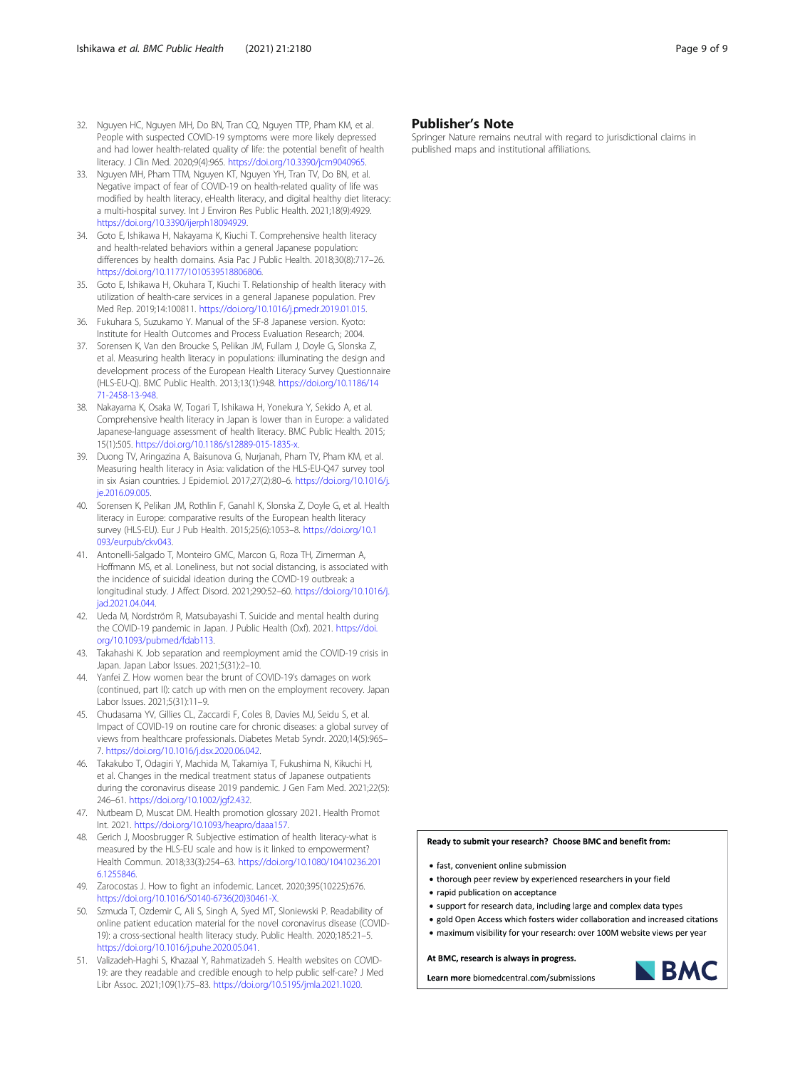32. Nguyen HC, Nguyen MH, Do BN, Tran CQ, Nguyen TTP, Pham KM, et al. People with suspected COVID-19 symptoms were more likely depressed and had lower health-related quality of life: the potential benefit of health literacy. J Clin Med. 2020;9(4):965. https://doi.org/10.3390/jcm9040965.
33. Nguyen MH, Pham TTM, Nguyen KT, Nguyen YH, Tran TV, Do BN, et al. Negative impact of fear of COVID-19 on health-related quality of life was modified by health literacy, eHealth literacy, and digital healthy diet literacy: a multi-hospital survey. Int J Environ Res Public Health. 2021;18(9):4929. https://doi.org/10.3390/ijerph18094929.
34. Goto E, Ishikawa H, Nakayama K, Kiuchi T. Comprehensive health literacy and health-related behaviors within a general Japanese population: differences by health domains. Asia Pac J Public Health. 2018;30(8):717–26. https://doi.org/10.1177/1010539518806806.
35. Goto E, Ishikawa H, Okuhara T, Kiuchi T. Relationship of health literacy with utilization of health-care services in a general Japanese population. Prev Med Rep. 2019;14:100811. https://doi.org/10.1016/j.pmedr.2019.01.015.
36. Fukuhara S, Suzukamo Y. Manual of the SF-8 Japanese version. Kyoto: Institute for Health Outcomes and Process Evaluation Research; 2004.
37. Sorensen K, Van den Broucke S, Pelikan JM, Fullam J, Doyle G, Slonska Z, et al. Measuring health literacy in populations: illuminating the design and development process of the European Health Literacy Survey Questionnaire (HLS-EU-Q). BMC Public Health. 2013;13(1):948. https://doi.org/10.1186/1471-2458-13-948.
38. Nakayama K, Osaka W, Togari T, Ishikawa H, Yonekura Y, Sekido A, et al. Comprehensive health literacy in Japan is lower than in Europe: a validated Japanese-language assessment of health literacy. BMC Public Health. 2015;15(1):505. https://doi.org/10.1186/s12889-015-1835-x.
39. Duong TV, Aringazina A, Baisunova G, Nurjanah, Pham TV, Pham KM, et al. Measuring health literacy in Asia: validation of the HLS-EU-Q47 survey tool in six Asian countries. J Epidemiol. 2017;27(2):80–6. https://doi.org/10.1016/j.je.2016.09.005.
40. Sorensen K, Pelikan JM, Rothlin F, Ganahl K, Slonska Z, Doyle G, et al. Health literacy in Europe: comparative results of the European health literacy survey (HLS-EU). Eur J Pub Health. 2015;25(6):1053–8. https://doi.org/10.1093/eurpub/ckv043.
41. Antonelli-Salgado T, Monteiro GMC, Marcon G, Roza TH, Zimerman A, Hoffmann MS, et al. Loneliness, but not social distancing, is associated with the incidence of suicidal ideation during the COVID-19 outbreak: a longitudinal study. J Affect Disord. 2021;290:52–60. https://doi.org/10.1016/j.jad.2021.04.044.
42. Ueda M, Nordström R, Matsubayashi T. Suicide and mental health during the COVID-19 pandemic in Japan. J Public Health (Oxf). 2021. https://doi.org/10.1093/pubmed/fdab113.
43. Takahashi K. Job separation and reemployment amid the COVID-19 crisis in Japan. Japan Labor Issues. 2021;5(31):2–10.
44. Yanfei Z. How women bear the brunt of COVID-19's damages on work (continued, part II): catch up with men on the employment recovery. Japan Labor Issues. 2021;5(31):11–9.
45. Chudasama YV, Gillies CL, Zaccardi F, Coles B, Davies MJ, Seidu S, et al. Impact of COVID-19 on routine care for chronic diseases: a global survey of views from healthcare professionals. Diabetes Metab Syndr. 2020;14(5):965–7. https://doi.org/10.1016/j.dsx.2020.06.042.
46. Takakubo T, Odagiri Y, Machida M, Takamiya T, Fukushima N, Kikuchi H, et al. Changes in the medical treatment status of Japanese outpatients during the coronavirus disease 2019 pandemic. J Gen Fam Med. 2021;22(5):246–61. https://doi.org/10.1002/jgf2.432.
47. Nutbeam D, Muscat DM. Health promotion glossary 2021. Health Promot Int. 2021. https://doi.org/10.1093/heapro/daaa157.
48. Gerich J, Moosbrugger R. Subjective estimation of health literacy-what is measured by the HLS-EU scale and how is it linked to empowerment? Health Commun. 2018;33(3):254–63. https://doi.org/10.1080/10410236.2016.1255846.
49. Zarocostas J. How to fight an infodemic. Lancet. 2020;395(10225):676. https://doi.org/10.1016/S0140-6736(20)30461-X.
50. Szmuda T, Ozdemir C, Ali S, Singh A, Syed MT, Sloniewski P. Readability of online patient education material for the novel coronavirus disease (COVID-19): a cross-sectional health literacy study. Public Health. 2020;185:21–5. https://doi.org/10.1016/j.puhe.2020.05.041.
51. Valizadeh-Haghi S, Khazaal Y, Rahmatizadeh S. Health websites on COVID-19: are they readable and credible enough to help public self-care? J Med Libr Assoc. 2021;109(1):75–83. https://doi.org/10.5195/jmla.2021.1020.

## Publisher's Note

Springer Nature remains neutral with regard to jurisdictional claims in published maps and institutional affiliations.

**Ready to submit your research? Choose BMC and benefit from:**

- fast, convenient online submission
- thorough peer review by experienced researchers in your field
- rapid publication on acceptance
- support for research data, including large and complex data types
- gold Open Access which fosters wider collaboration and increased citations
- maximum visibility for your research: over 100M website views per year

**At BMC, research is always in progress.**

**Learn more** biomedcentral.com/submissions

BMC